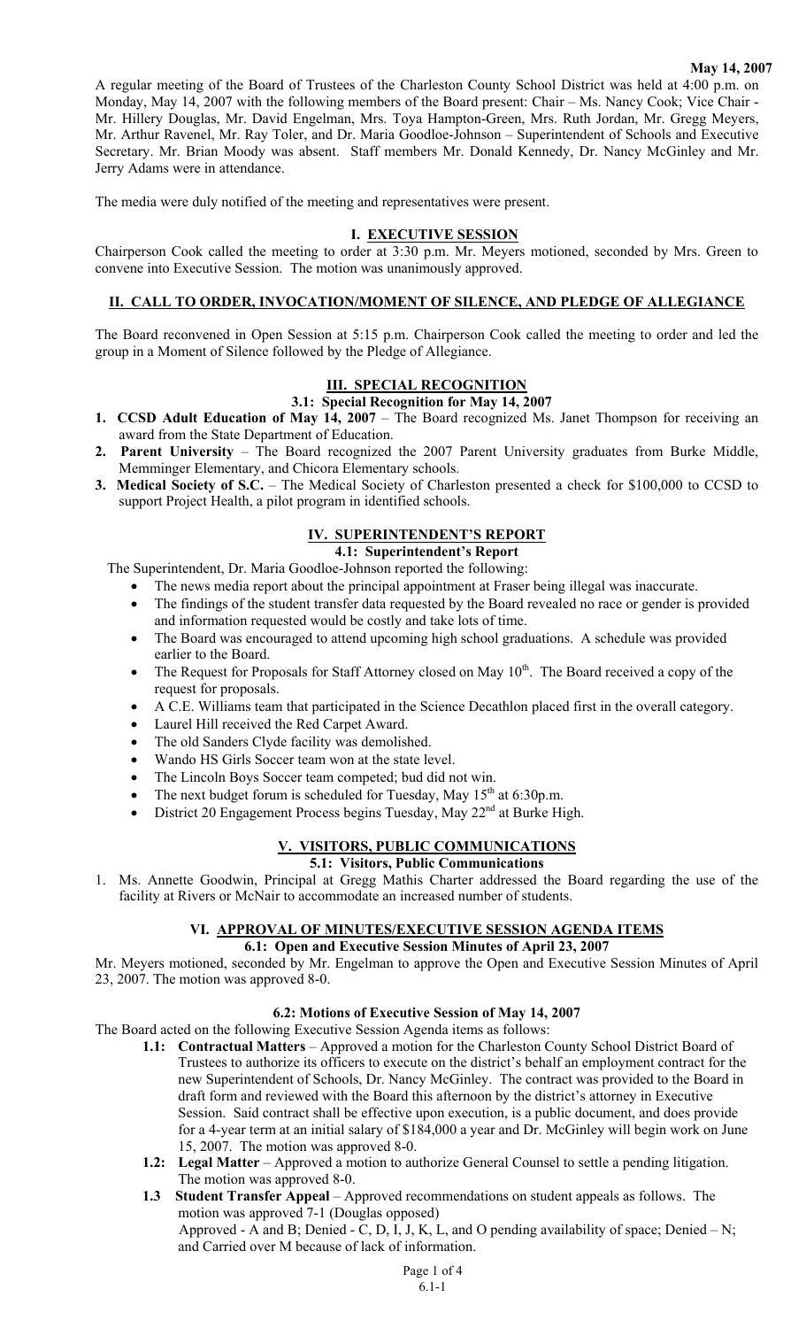May 14, 2007

A regular meeting of the Board of Trustees of the Charleston County School District was held at 4:00 p.m. on Monday, May 14, 2007 with the following members of the Board present: Chair – Ms. Nancy Cook; Vice Chair - Mr. Hillery Douglas, Mr. David Engelman, Mrs. Toya Hampton-Green, Mrs. Ruth Jordan, Mr. Gregg Meyers, Mr. Arthur Ravenel, Mr. Ray Toler, and Dr. Maria Goodloe-Johnson – Superintendent of Schools and Executive Secretary. Mr. Brian Moody was absent. Staff members Mr. Donald Kennedy, Dr. Nancy McGinley and Mr. Jerry Adams were in attendance.

The media were duly notified of the meeting and representatives were present.

## I. EXECUTIVE SESSION

Chairperson Cook called the meeting to order at 3:30 p.m. Mr. Meyers motioned, seconded by Mrs. Green to convene into Executive Session. The motion was unanimously approved.

## II. CALL TO ORDER, INVOCATION/MOMENT OF SILENCE, AND PLEDGE OF ALLEGIANCE

The Board reconvened in Open Session at 5:15 p.m. Chairperson Cook called the meeting to order and led the group in a Moment of Silence followed by the Pledge of Allegiance.

## III. SPECIAL RECOGNITION

### 3.1: Special Recognition for May 14, 2007

1. **CCSD Adult Education of May 14, 2007** – The Board recognized Ms. Janet Thompson for receiving an award from the State Department of Education.
2. **Parent University** – The Board recognized the 2007 Parent University graduates from Burke Middle, Memminger Elementary, and Chicora Elementary schools.
3. **Medical Society of S.C.** – The Medical Society of Charleston presented a check for $100,000 to CCSD to support Project Health, a pilot program in identified schools.

## IV. SUPERINTENDENT'S REPORT

### 4.1: Superintendent's Report

The Superintendent, Dr. Maria Goodloe-Johnson reported the following:

- The news media report about the principal appointment at Fraser being illegal was inaccurate.
- The findings of the student transfer data requested by the Board revealed no race or gender is provided and information requested would be costly and take lots of time.
- The Board was encouraged to attend upcoming high school graduations. A schedule was provided earlier to the Board.
- The Request for Proposals for Staff Attorney closed on May 10th. The Board received a copy of the request for proposals.
- A C.E. Williams team that participated in the Science Decathlon placed first in the overall category.
- Laurel Hill received the Red Carpet Award.
- The old Sanders Clyde facility was demolished.
- Wando HS Girls Soccer team won at the state level.
- The Lincoln Boys Soccer team competed; bud did not win.
- The next budget forum is scheduled for Tuesday, May 15th at 6:30p.m.
- District 20 Engagement Process begins Tuesday, May 22nd at Burke High.

## V. VISITORS, PUBLIC COMMUNICATIONS

### 5.1: Visitors, Public Communications

1. Ms. Annette Goodwin, Principal at Gregg Mathis Charter addressed the Board regarding the use of the facility at Rivers or McNair to accommodate an increased number of students.

## VI. APPROVAL OF MINUTES/EXECUTIVE SESSION AGENDA ITEMS

### 6.1: Open and Executive Session Minutes of April 23, 2007

Mr. Meyers motioned, seconded by Mr. Engelman to approve the Open and Executive Session Minutes of April 23, 2007. The motion was approved 8-0.

### 6.2: Motions of Executive Session of May 14, 2007

The Board acted on the following Executive Session Agenda items as follows:

- **1.1: Contractual Matters** – Approved a motion for the Charleston County School District Board of Trustees to authorize its officers to execute on the district's behalf an employment contract for the new Superintendent of Schools, Dr. Nancy McGinley. The contract was provided to the Board in draft form and reviewed with the Board this afternoon by the district's attorney in Executive Session. Said contract shall be effective upon execution, is a public document, and does provide for a 4-year term at an initial salary of $184,000 a year and Dr. McGinley will begin work on June 15, 2007. The motion was approved 8-0.
- **1.2: Legal Matter** – Approved a motion to authorize General Counsel to settle a pending litigation. The motion was approved 8-0.
- **1.3 Student Transfer Appeal** – Approved recommendations on student appeals as follows. The motion was approved 7-1 (Douglas opposed)
  Approved - A and B; Denied - C, D, I, J, K, L, and O pending availability of space; Denied – N; and Carried over M because of lack of information.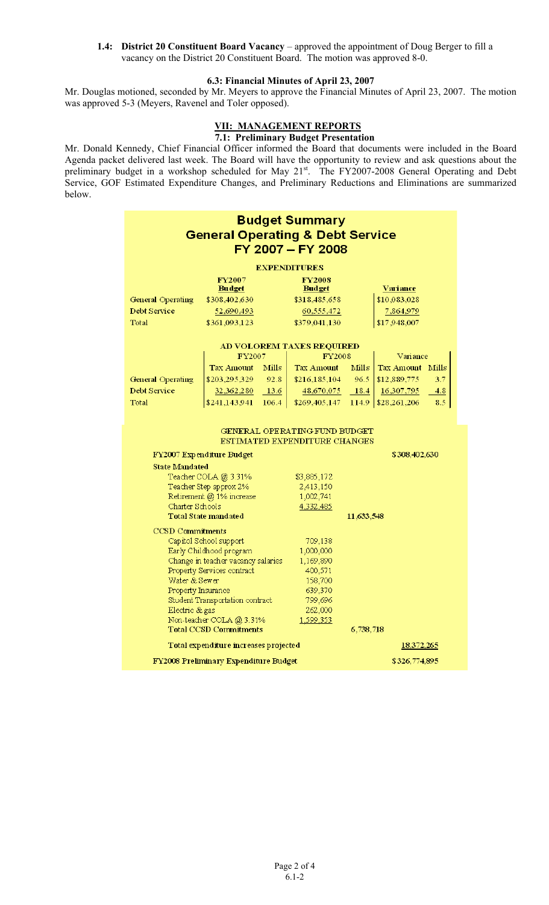**1.4: District 20 Constituent Board Vacancy** – approved the appointment of Doug Berger to fill a vacancy on the District 20 Constituent Board. The motion was approved 8-0.

**6.3: Financial Minutes of April 23, 2007**

Mr. Douglas motioned, seconded by Mr. Meyers to approve the Financial Minutes of April 23, 2007. The motion was approved 5-3 (Meyers, Ravenel and Toler opposed).

## VII: MANAGEMENT REPORTS

### 7.1: Preliminary Budget Presentation

Mr. Donald Kennedy, Chief Financial Officer informed the Board that documents were included in the Board Agenda packet delivered last week. The Board will have the opportunity to review and ask questions about the preliminary budget in a workshop scheduled for May 21st. The FY2007-2008 General Operating and Debt Service, GOF Estimated Expenditure Changes, and Preliminary Reductions and Eliminations are summarized below.

**Budget Summary**
**General Operating & Debt Service**
**FY 2007 – FY 2008**

**EXPENDITURES**

| | FY2007 Budget | FY2008 Budget | Variance |
|---|---|---|---|
| General Operating | $308,402,630 | $318,485,658 | $10,083,028 |
| Debt Service | 52,690,493 | 60,555,472 | 7,864,979 |
| Total | $361,093,123 | $379,041,130 | $17,948,007 |

**AD VOLOREM TAXES REQUIRED**

| | FY2007 | | FY2008 | | Variance | |
|---|---|---|---|---|---|---|
| | Tax Amount | Mills | Tax Amount | Mills | Tax Amount | Mills |
| General Operating | $203,295,329 | 92.8 | $216,185,104 | 96.5 | $12,889,775 | 3.7 |
| Debt Service | 32,362,280 | 13.6 | 48,670,075 | 18.4 | 16,307,795 | 4.8 |
| Total | $241,143,941 | 106.4 | $269,405,147 | 114.9 | $28,261,206 | 8.5 |

**GENERAL OPERATING FUND BUDGET**
**ESTIMATED EXPENDITURE CHANGES**

| | | | |
|---|---|---|---|
| **FY2007 Expenditure Budget** | | | $308,402,630 |
| **State Mandated** | | | |
| Teacher COLA @ 3.31% | $3,885,172 | | |
| Teacher Step approx 2% | 2,413,150 | | |
| Retirement @ 1% increase | 1,002,741 | | |
| Charter Schools | 4,332,485 | | |
| **Total State mandated** | | 11,633,548 | |
| **CCSD Commitments** | | | |
| Capitol School support | 709,138 | | |
| Early Childhood program | 1,000,000 | | |
| Change in teacher vacancy salaries | 1,169,890 | | |
| Property Services contract | 400,571 | | |
| Water & Sewer | 158,700 | | |
| Property Insurance | 639,370 | | |
| Student Transportation contract | 799,696 | | |
| Electric & gas | 262,000 | | |
| Non-teacher COLA @ 3.31% | 1,599,353 | | |
| **Total CCSD Commitments** | | 6,738,718 | |
| **Total expenditure increases projected** | | | 18,372,265 |
| **FY2008 Preliminary Expenditure Budget** | | | $326,774,895 |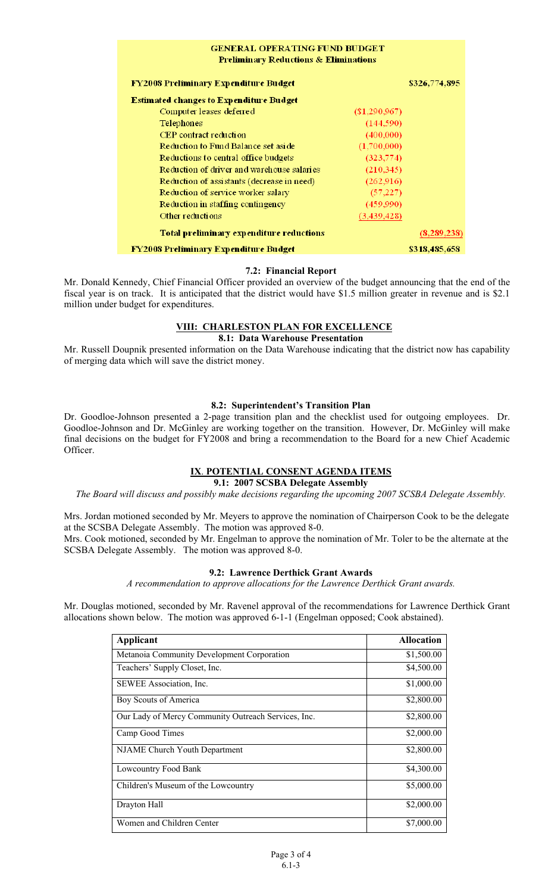**GENERAL OPERATING FUND BUDGET**
**Preliminary Reductions & Eliminations**

| | | |
|---|---|---|
| **FY2008 Preliminary Expenditure Budget** | | $326,774,895 |
| **Estimated changes to Expenditure Budget** | | |
| Computer leases deferred | ($1,290,967) | |
| Telephones | (144,590) | |
| CEP contract reduction | (400,000) | |
| Reduction to Fund Balance set aside | (1,700,000) | |
| Reductions to central office budgets | (323,774) | |
| Reduction of driver and warehouse salaries | (210,345) | |
| Reduction of assistants (decrease in need) | (262,916) | |
| Reduction of service worker salary | (57,227) | |
| Reduction in staffing contingency | (459,990) | |
| Other reductions | (3,439,428) | |
| **Total preliminary expenditure reductions** | | (8,289,238) |
| **FY2008 Preliminary Expenditure Budget** | | $318,485,658 |

### 7.2: Financial Report

Mr. Donald Kennedy, Chief Financial Officer provided an overview of the budget announcing that the end of the fiscal year is on track. It is anticipated that the district would have $1.5 million greater in revenue and is $2.1 million under budget for expenditures.

## VIII: CHARLESTON PLAN FOR EXCELLENCE

### 8.1: Data Warehouse Presentation

Mr. Russell Doupnik presented information on the Data Warehouse indicating that the district now has capability of merging data which will save the district money.

### 8.2: Superintendent's Transition Plan

Dr. Goodloe-Johnson presented a 2-page transition plan and the checklist used for outgoing employees. Dr. Goodloe-Johnson and Dr. McGinley are working together on the transition. However, Dr. McGinley will make final decisions on the budget for FY2008 and bring a recommendation to the Board for a new Chief Academic Officer.

## IX. POTENTIAL CONSENT AGENDA ITEMS

### 9.1: 2007 SCSBA Delegate Assembly

*The Board will discuss and possibly make decisions regarding the upcoming 2007 SCSBA Delegate Assembly.*

Mrs. Jordan motioned seconded by Mr. Meyers to approve the nomination of Chairperson Cook to be the delegate at the SCSBA Delegate Assembly. The motion was approved 8-0.

Mrs. Cook motioned, seconded by Mr. Engelman to approve the nomination of Mr. Toler to be the alternate at the SCSBA Delegate Assembly. The motion was approved 8-0.

### 9.2: Lawrence Derthick Grant Awards

*A recommendation to approve allocations for the Lawrence Derthick Grant awards.*

Mr. Douglas motioned, seconded by Mr. Ravenel approval of the recommendations for Lawrence Derthick Grant allocations shown below. The motion was approved 6-1-1 (Engelman opposed; Cook abstained).

| Applicant | Allocation |
|---|---|
| Metanoia Community Development Corporation | $1,500.00 |
| Teachers' Supply Closet, Inc. | $4,500.00 |
| SEWEE Association, Inc. | $1,000.00 |
| Boy Scouts of America | $2,800.00 |
| Our Lady of Mercy Community Outreach Services, Inc. | $2,800.00 |
| Camp Good Times | $2,000.00 |
| NJAME Church Youth Department | $2,800.00 |
| Lowcountry Food Bank | $4,300.00 |
| Children's Museum of the Lowcountry | $5,000.00 |
| Drayton Hall | $2,000.00 |
| Women and Children Center | $7,000.00 |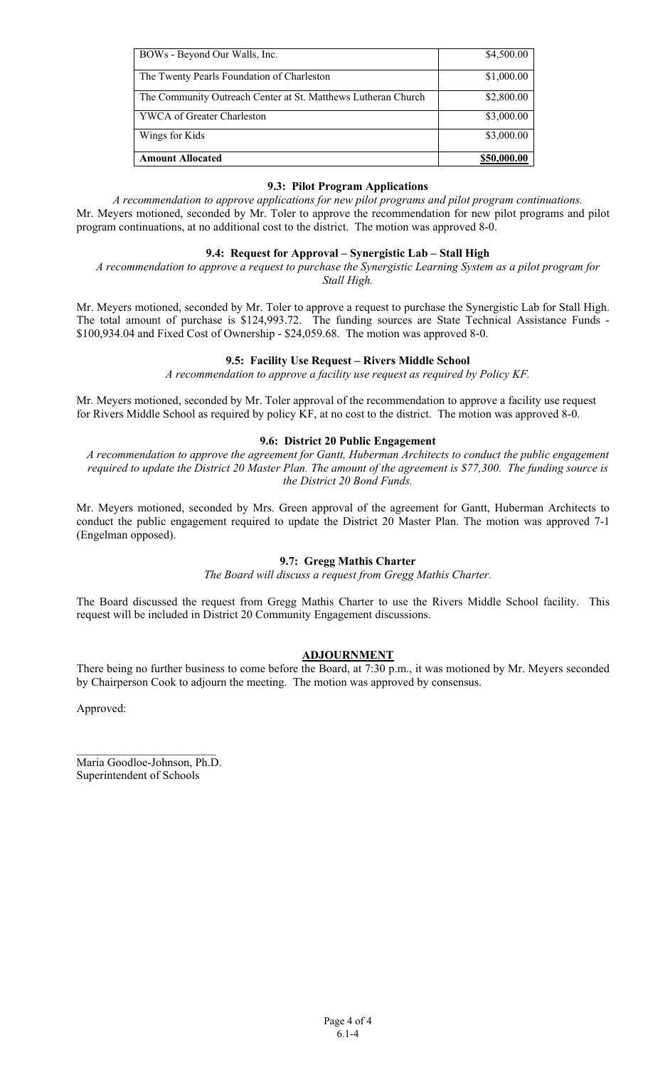| | |
|---|---|
| BOWs - Beyond Our Walls, Inc. | \$4,500.00 |
| The Twenty Pearls Foundation of Charleston | \$1,000.00 |
| The Community Outreach Center at St. Matthews Lutheran Church | \$2,800.00 |
| YWCA of Greater Charleston | \$3,000.00 |
| Wings for Kids | \$3,000.00 |
| **Amount Allocated** | **\$50,000.00** |

### 9.3: Pilot Program Applications

*A recommendation to approve applications for new pilot programs and pilot program continuations.*

Mr. Meyers motioned, seconded by Mr. Toler to approve the recommendation for new pilot programs and pilot program continuations, at no additional cost to the district. The motion was approved 8-0.

### 9.4: Request for Approval – Synergistic Lab – Stall High

*A recommendation to approve a request to purchase the Synergistic Learning System as a pilot program for Stall High.*

Mr. Meyers motioned, seconded by Mr. Toler to approve a request to purchase the Synergistic Lab for Stall High. The total amount of purchase is \$124,993.72. The funding sources are State Technical Assistance Funds - \$100,934.04 and Fixed Cost of Ownership - \$24,059.68. The motion was approved 8-0.

### 9.5: Facility Use Request – Rivers Middle School

*A recommendation to approve a facility use request as required by Policy KF.*

Mr. Meyers motioned, seconded by Mr. Toler approval of the recommendation to approve a facility use request for Rivers Middle School as required by policy KF, at no cost to the district. The motion was approved 8-0.

### 9.6: District 20 Public Engagement

*A recommendation to approve the agreement for Gantt, Huberman Architects to conduct the public engagement required to update the District 20 Master Plan. The amount of the agreement is \$77,300. The funding source is the District 20 Bond Funds.*

Mr. Meyers motioned, seconded by Mrs. Green approval of the agreement for Gantt, Huberman Architects to conduct the public engagement required to update the District 20 Master Plan. The motion was approved 7-1 (Engelman opposed).

### 9.7: Gregg Mathis Charter

*The Board will discuss a request from Gregg Mathis Charter.*

The Board discussed the request from Gregg Mathis Charter to use the Rivers Middle School facility. This request will be included in District 20 Community Engagement discussions.

## ADJOURNMENT

There being no further business to come before the Board, at 7:30 p.m., it was motioned by Mr. Meyers seconded by Chairperson Cook to adjourn the meeting. The motion was approved by consensus.

Approved:

\_\_\_\_\_\_\_\_\_\_\_\_\_\_\_\_\_\_\_\_\_\_\_\_

Maria Goodloe-Johnson, Ph.D.
Superintendent of Schools